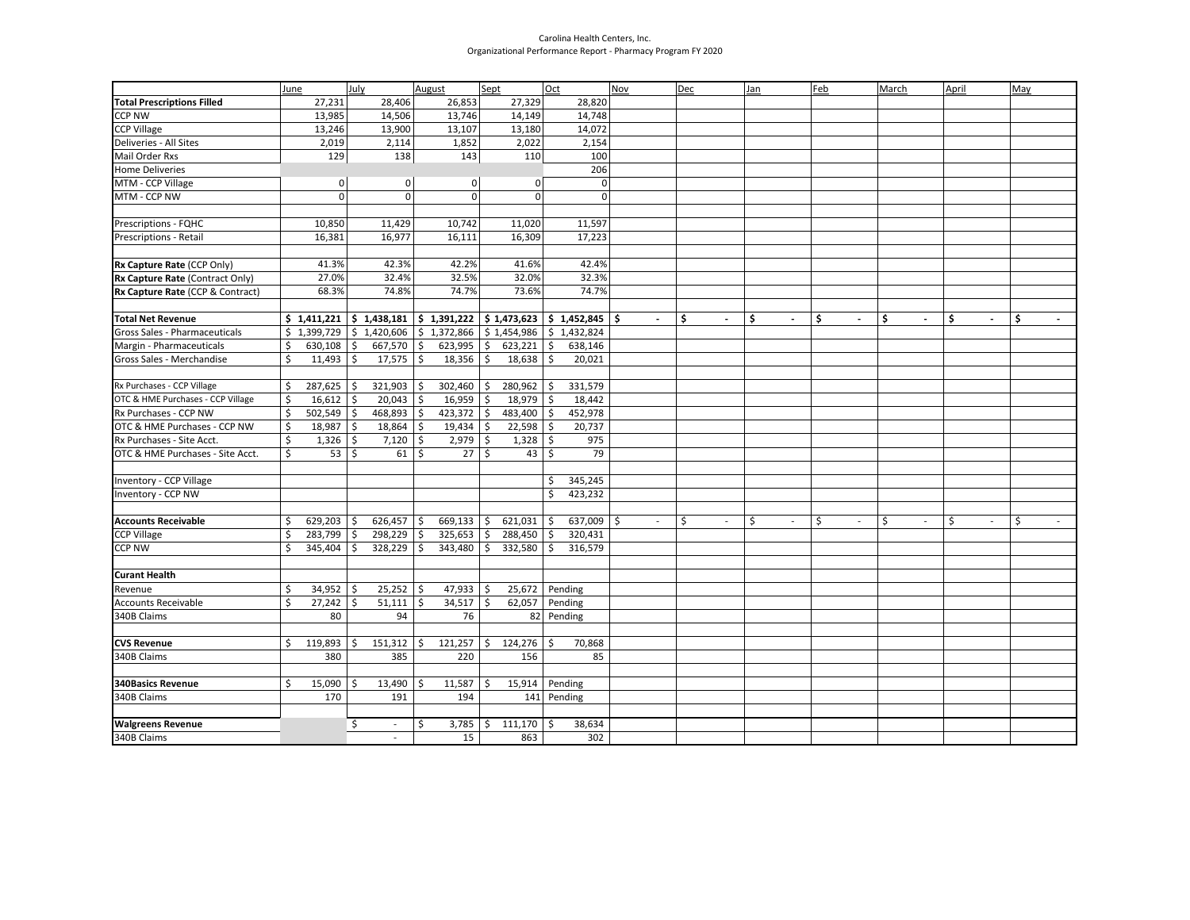Carolina Health Centers, Inc.
Organizational Performance Report - Pharmacy Program FY 2020

| | June | July | August | Sept | Oct | Nov | Dec | Jan | Feb | March | April | May |
|---|---|---|---|---|---|---|---|---|---|---|---|---|
| **Total Prescriptions Filled** | 27,231 | 28,406 | 26,853 | 27,329 | 28,820 | | | | | | | |
| CCP NW | 13,985 | 14,506 | 13,746 | 14,149 | 14,748 | | | | | | | |
| CCP Village | 13,246 | 13,900 | 13,107 | 13,180 | 14,072 | | | | | | | |
| Deliveries - All Sites | 2,019 | 2,114 | 1,852 | 2,022 | 2,154 | | | | | | | |
| Mail Order Rxs | 129 | 138 | 143 | 110 | 100 | | | | | | | |
| Home Deliveries | | | | | 206 | | | | | | | |
| MTM - CCP Village | 0 | 0 | 0 | 0 | 0 | | | | | | | |
| MTM - CCP NW | 0 | 0 | 0 | 0 | 0 | | | | | | | |
| | | | | | | | | | | | | |
| Prescriptions - FQHC | 10,850 | 11,429 | 10,742 | 11,020 | 11,597 | | | | | | | |
| Prescriptions - Retail | 16,381 | 16,977 | 16,111 | 16,309 | 17,223 | | | | | | | |
| | | | | | | | | | | | | |
| **Rx Capture Rate** (CCP Only) | 41.3% | 42.3% | 42.2% | 41.6% | 42.4% | | | | | | | |
| **Rx Capture Rate** (Contract Only) | 27.0% | 32.4% | 32.5% | 32.0% | 32.3% | | | | | | | |
| **Rx Capture Rate** (CCP & Contract) | 68.3% | 74.8% | 74.7% | 73.6% | 74.7% | | | | | | | |
| | | | | | | | | | | | | |
| **Total Net Revenue** | **$ 1,411,221** | **$ 1,438,181** | **$ 1,391,222** | **$ 1,473,623** | **$ 1,452,845** | **$ -** | **$ -** | **$ -** | **$ -** | **$ -** | **$ -** | **$ -** |
| Gross Sales - Pharmaceuticals | $ 1,399,729 | $ 1,420,606 | $ 1,372,866 | $ 1,454,986 | $ 1,432,824 | | | | | | | |
| Margin - Pharmaceuticals | $ 630,108 | $ 667,570 | $ 623,995 | $ 623,221 | $ 638,146 | | | | | | | |
| Gross Sales - Merchandise | $ 11,493 | $ 17,575 | $ 18,356 | $ 18,638 | $ 20,021 | | | | | | | |
| | | | | | | | | | | | | |
| Rx Purchases - CCP Village | $ 287,625 | $ 321,903 | $ 302,460 | $ 280,962 | $ 331,579 | | | | | | | |
| OTC & HME Purchases - CCP Village | $ 16,612 | $ 20,043 | $ 16,959 | $ 18,979 | $ 18,442 | | | | | | | |
| Rx Purchases - CCP NW | $ 502,549 | $ 468,893 | $ 423,372 | $ 483,400 | $ 452,978 | | | | | | | |
| OTC & HME Purchases - CCP NW | $ 18,987 | $ 18,864 | $ 19,434 | $ 22,598 | $ 20,737 | | | | | | | |
| Rx Purchases - Site Acct. | $ 1,326 | $ 7,120 | $ 2,979 | $ 1,328 | $ 975 | | | | | | | |
| OTC & HME Purchases - Site Acct. | $ 53 | $ 61 | $ 27 | $ 43 | $ 79 | | | | | | | |
| | | | | | | | | | | | | |
| Inventory - CCP Village | | | | | $ 345,245 | | | | | | | |
| Inventory - CCP NW | | | | | $ 423,232 | | | | | | | |
| | | | | | | | | | | | | |
| **Accounts Receivable** | $ 629,203 | $ 626,457 | $ 669,133 | $ 621,031 | $ 637,009 | $ - | $ - | $ - | $ - | $ - | $ - | $ - |
| CCP Village | $ 283,799 | $ 298,229 | $ 325,653 | $ 288,450 | $ 320,431 | | | | | | | |
| CCP NW | $ 345,404 | $ 328,229 | $ 343,480 | $ 332,580 | $ 316,579 | | | | | | | |
| | | | | | | | | | | | | |
| **Curant Health** | | | | | | | | | | | | |
| Revenue | $ 34,952 | $ 25,252 | $ 47,933 | $ 25,672 | Pending | | | | | | | |
| Accounts Receivable | $ 27,242 | $ 51,111 | $ 34,517 | $ 62,057 | Pending | | | | | | | |
| 340B Claims | 80 | 94 | 76 | 82 | Pending | | | | | | | |
| | | | | | | | | | | | | |
| **CVS Revenue** | $ 119,893 | $ 151,312 | $ 121,257 | $ 124,276 | $ 70,868 | | | | | | | |
| 340B Claims | 380 | 385 | 220 | 156 | 85 | | | | | | | |
| | | | | | | | | | | | | |
| **340Basics Revenue** | $ 15,090 | $ 13,490 | $ 11,587 | $ 15,914 | Pending | | | | | | | |
| 340B Claims | 170 | 191 | 194 | 141 | Pending | | | | | | | |
| | | | | | | | | | | | | |
| **Walgreens Revenue** | | $ - | $ 3,785 | $ 111,170 | $ 38,634 | | | | | | | |
| 340B Claims | | - | 15 | 863 | 302 | | | | | | | |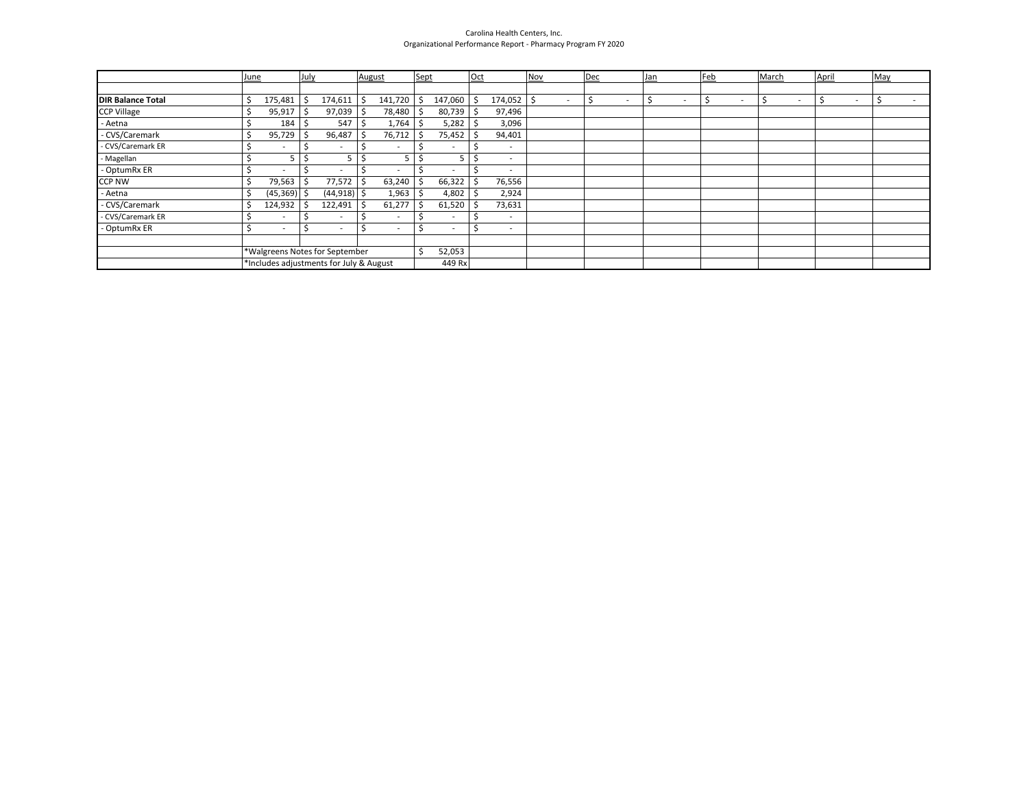Carolina Health Centers, Inc.
Organizational Performance Report - Pharmacy Program FY 2020

| | June | July | August | Sept | Oct | Nov | Dec | Jan | Feb | March | April | May |
|---|---|---|---|---|---|---|---|---|---|---|---|---|
| **DIR Balance Total** | $ 175,481 | $ 174,611 | $ 141,720 | $ 147,060 | $ 174,052 | $ - | $ - | $ - | $ - | $ - | $ - | $ - |
| CCP Village | $ 95,917 | $ 97,039 | $ 78,480 | $ 80,739 | $ 97,496 | | | | | | | |
| - Aetna | $ 184 | $ 547 | $ 1,764 | $ 5,282 | $ 3,096 | | | | | | | |
| - CVS/Caremark | $ 95,729 | $ 96,487 | $ 76,712 | $ 75,452 | $ 94,401 | | | | | | | |
| - CVS/Caremark ER | $ - | $ - | $ - | $ - | $ - | | | | | | | |
| - Magellan | $ 5 | $ 5 | $ 5 | $ 5 | $ - | | | | | | | |
| - OptumRx ER | $ - | $ - | $ - | $ - | $ - | | | | | | | |
| CCP NW | $ 79,563 | $ 77,572 | $ 63,240 | $ 66,322 | $ 76,556 | | | | | | | |
| - Aetna | $ (45,369) | $ (44,918) | $ 1,963 | $ 4,802 | $ 2,924 | | | | | | | |
| - CVS/Caremark | $ 124,932 | $ 122,491 | $ 61,277 | $ 61,520 | $ 73,631 | | | | | | | |
| - CVS/Caremark ER | $ - | $ - | $ - | $ - | $ - | | | | | | | |
| - OptumRx ER | $ - | $ - | $ - | $ - | $ - | | | | | | | |
| | | | | | | | | | | | | |
| | *Walgreens Notes for September | | | $ 52,053 | | | | | | | | |
| | *Includes adjustments for July & August | | | 449 Rx | | | | | | | | |